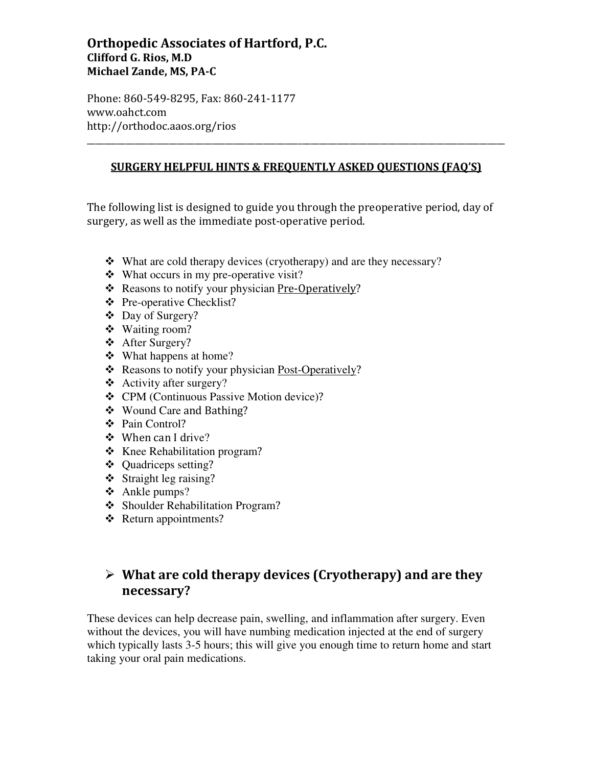## Orthopedic Associates of Hartford, P.C.
**Clifford G. Rios, M.D**
**Michael Zande, MS, PA-C**

Phone: 860-549-8295, Fax: 860-241-1177
www.oahct.com
http://orthodoc.aaos.org/rios

---

# SURGERY HELPFUL HINTS & FREQUENTLY ASKED QUESTIONS (FAQ'S)

The following list is designed to guide you through the preoperative period, day of surgery, as well as the immediate post-operative period.

- What are cold therapy devices (cryotherapy) and are they necessary?
- What occurs in my pre-operative visit?
- Reasons to notify your physician <u>Pre-Operatively</u>?
- Pre-operative Checklist?
- Day of Surgery?
- Waiting room?
- After Surgery?
- What happens at home?
- Reasons to notify your physician <u>Post-Operatively</u>?
- Activity after surgery?
- CPM (Continuous Passive Motion device)?
- Wound Care and Bathing?
- Pain Control?
- When can I drive?
- Knee Rehabilitation program?
- Quadriceps setting?
- Straight leg raising?
- Ankle pumps?
- Shoulder Rehabilitation Program?
- Return appointments?

## What are cold therapy devices (Cryotherapy) and are they necessary?

These devices can help decrease pain, swelling, and inflammation after surgery. Even without the devices, you will have numbing medication injected at the end of surgery which typically lasts 3-5 hours; this will give you enough time to return home and start taking your oral pain medications.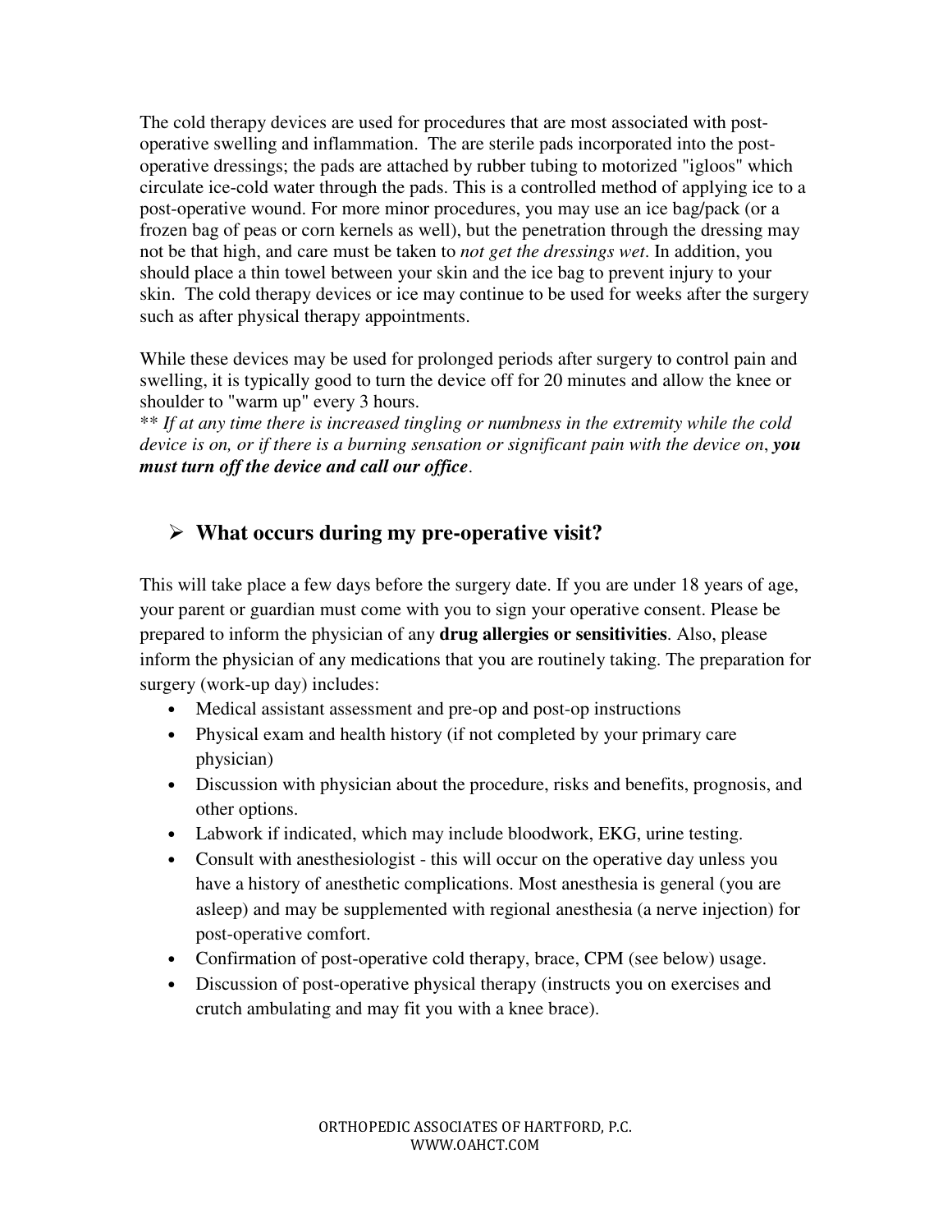The cold therapy devices are used for procedures that are most associated with post-operative swelling and inflammation. The are sterile pads incorporated into the post-operative dressings; the pads are attached by rubber tubing to motorized "igloos" which circulate ice-cold water through the pads. This is a controlled method of applying ice to a post-operative wound. For more minor procedures, you may use an ice bag/pack (or a frozen bag of peas or corn kernels as well), but the penetration through the dressing may not be that high, and care must be taken to *not get the dressings wet*. In addition, you should place a thin towel between your skin and the ice bag to prevent injury to your skin. The cold therapy devices or ice may continue to be used for weeks after the surgery such as after physical therapy appointments.

While these devices may be used for prolonged periods after surgery to control pain and swelling, it is typically good to turn the device off for 20 minutes and allow the knee or shoulder to "warm up" every 3 hours.
** *If at any time there is increased tingling or numbness in the extremity while the cold device is on, or if there is a burning sensation or significant pain with the device on*, ***you must turn off the device and call our office***.

## What occurs during my pre-operative visit?

This will take place a few days before the surgery date. If you are under 18 years of age, your parent or guardian must come with you to sign your operative consent. Please be prepared to inform the physician of any **drug allergies or sensitivities**. Also, please inform the physician of any medications that you are routinely taking. The preparation for surgery (work-up day) includes:

- Medical assistant assessment and pre-op and post-op instructions
- Physical exam and health history (if not completed by your primary care physician)
- Discussion with physician about the procedure, risks and benefits, prognosis, and other options.
- Labwork if indicated, which may include bloodwork, EKG, urine testing.
- Consult with anesthesiologist - this will occur on the operative day unless you have a history of anesthetic complications. Most anesthesia is general (you are asleep) and may be supplemented with regional anesthesia (a nerve injection) for post-operative comfort.
- Confirmation of post-operative cold therapy, brace, CPM (see below) usage.
- Discussion of post-operative physical therapy (instructs you on exercises and crutch ambulating and may fit you with a knee brace).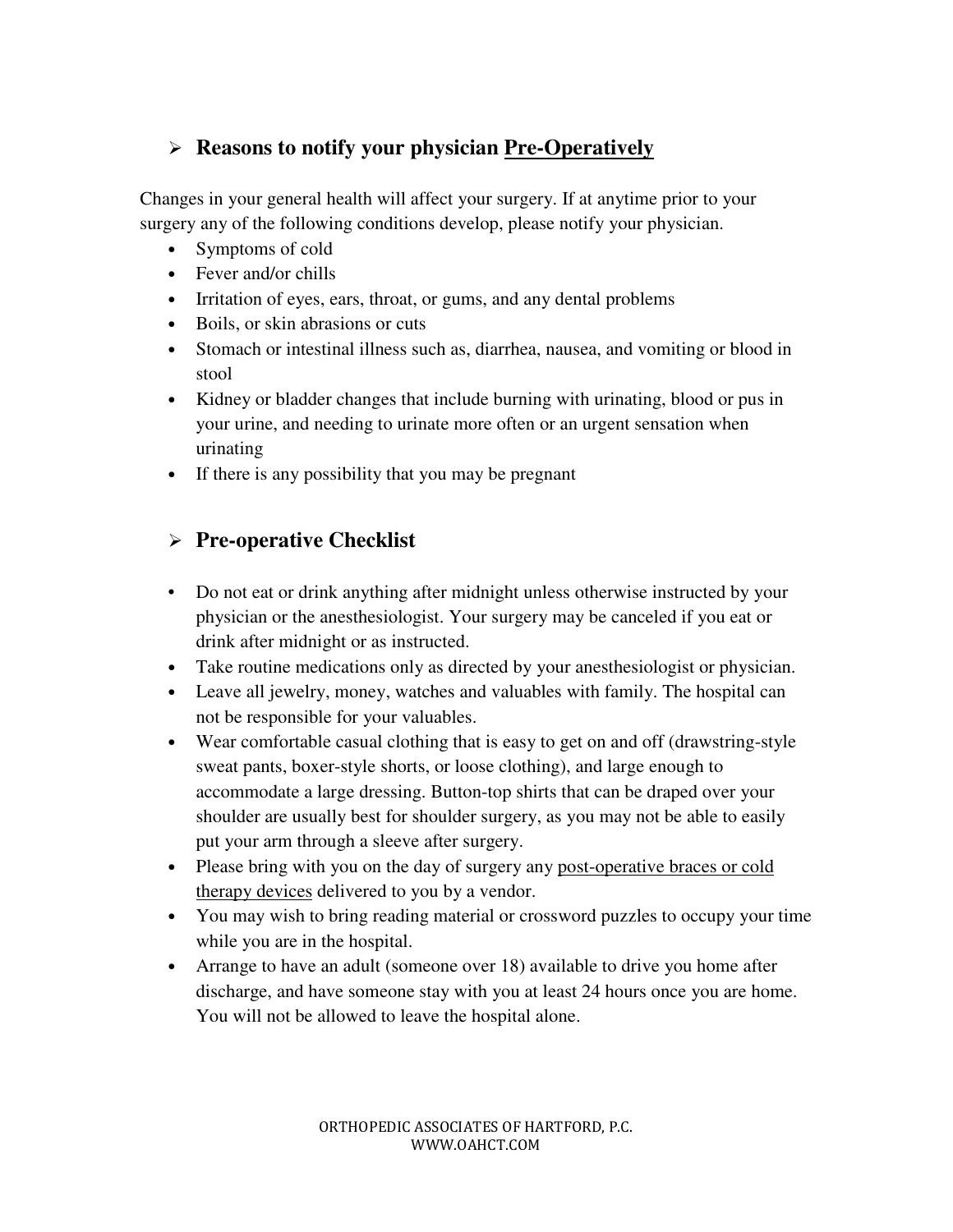## ➢ Reasons to notify your physician Pre-Operatively

Changes in your general health will affect your surgery. If at anytime prior to your surgery any of the following conditions develop, please notify your physician.

- Symptoms of cold
- Fever and/or chills
- Irritation of eyes, ears, throat, or gums, and any dental problems
- Boils, or skin abrasions or cuts
- Stomach or intestinal illness such as, diarrhea, nausea, and vomiting or blood in stool
- Kidney or bladder changes that include burning with urinating, blood or pus in your urine, and needing to urinate more often or an urgent sensation when urinating
- If there is any possibility that you may be pregnant

## ➢ Pre-operative Checklist

- Do not eat or drink anything after midnight unless otherwise instructed by your physician or the anesthesiologist. Your surgery may be canceled if you eat or drink after midnight or as instructed.
- Take routine medications only as directed by your anesthesiologist or physician.
- Leave all jewelry, money, watches and valuables with family. The hospital can not be responsible for your valuables.
- Wear comfortable casual clothing that is easy to get on and off (drawstring-style sweat pants, boxer-style shorts, or loose clothing), and large enough to accommodate a large dressing. Button-top shirts that can be draped over your shoulder are usually best for shoulder surgery, as you may not be able to easily put your arm through a sleeve after surgery.
- Please bring with you on the day of surgery any post-operative braces or cold therapy devices delivered to you by a vendor.
- You may wish to bring reading material or crossword puzzles to occupy your time while you are in the hospital.
- Arrange to have an adult (someone over 18) available to drive you home after discharge, and have someone stay with you at least 24 hours once you are home. You will not be allowed to leave the hospital alone.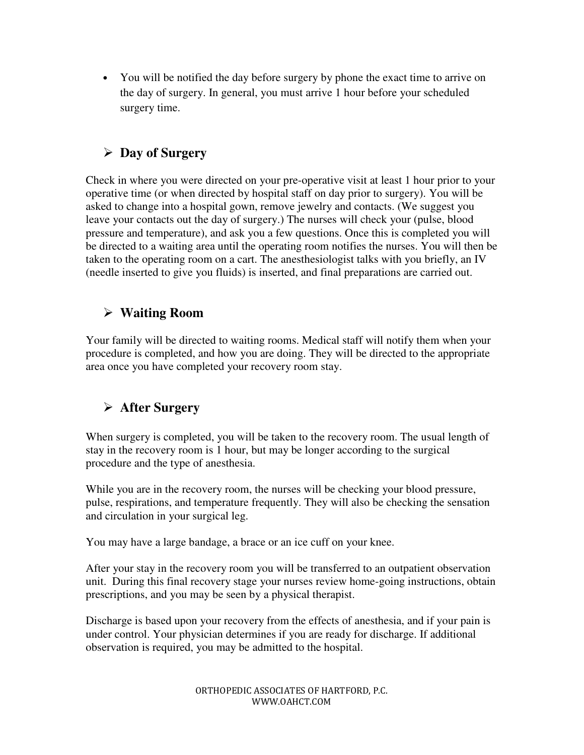- You will be notified the day before surgery by phone the exact time to arrive on the day of surgery. In general, you must arrive 1 hour before your scheduled surgery time.

## Day of Surgery

Check in where you were directed on your pre-operative visit at least 1 hour prior to your operative time (or when directed by hospital staff on day prior to surgery). You will be asked to change into a hospital gown, remove jewelry and contacts. (We suggest you leave your contacts out the day of surgery.) The nurses will check your (pulse, blood pressure and temperature), and ask you a few questions. Once this is completed you will be directed to a waiting area until the operating room notifies the nurses. You will then be taken to the operating room on a cart. The anesthesiologist talks with you briefly, an IV (needle inserted to give you fluids) is inserted, and final preparations are carried out.

## Waiting Room

Your family will be directed to waiting rooms. Medical staff will notify them when your procedure is completed, and how you are doing. They will be directed to the appropriate area once you have completed your recovery room stay.

## After Surgery

When surgery is completed, you will be taken to the recovery room. The usual length of stay in the recovery room is 1 hour, but may be longer according to the surgical procedure and the type of anesthesia.

While you are in the recovery room, the nurses will be checking your blood pressure, pulse, respirations, and temperature frequently. They will also be checking the sensation and circulation in your surgical leg.

You may have a large bandage, a brace or an ice cuff on your knee.

After your stay in the recovery room you will be transferred to an outpatient observation unit. During this final recovery stage your nurses review home-going instructions, obtain prescriptions, and you may be seen by a physical therapist.

Discharge is based upon your recovery from the effects of anesthesia, and if your pain is under control. Your physician determines if you are ready for discharge. If additional observation is required, you may be admitted to the hospital.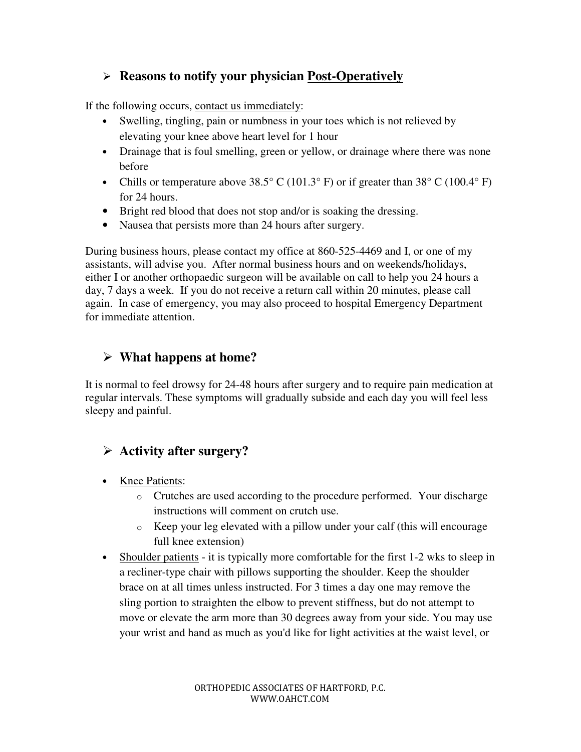## ➢ Reasons to notify your physician Post-Operatively

If the following occurs, contact us immediately:

- Swelling, tingling, pain or numbness in your toes which is not relieved by elevating your knee above heart level for 1 hour
- Drainage that is foul smelling, green or yellow, or drainage where there was none before
- Chills or temperature above 38.5° C (101.3° F) or if greater than 38° C (100.4° F) for 24 hours.
- Bright red blood that does not stop and/or is soaking the dressing.
- Nausea that persists more than 24 hours after surgery.

During business hours, please contact my office at 860-525-4469 and I, or one of my assistants, will advise you. After normal business hours and on weekends/holidays, either I or another orthopaedic surgeon will be available on call to help you 24 hours a day, 7 days a week. If you do not receive a return call within 20 minutes, please call again. In case of emergency, you may also proceed to hospital Emergency Department for immediate attention.

## ➢ What happens at home?

It is normal to feel drowsy for 24-48 hours after surgery and to require pain medication at regular intervals. These symptoms will gradually subside and each day you will feel less sleepy and painful.

## ➢ Activity after surgery?

- Knee Patients:
  - Crutches are used according to the procedure performed. Your discharge instructions will comment on crutch use.
  - Keep your leg elevated with a pillow under your calf (this will encourage full knee extension)
- Shoulder patients - it is typically more comfortable for the first 1-2 wks to sleep in a recliner-type chair with pillows supporting the shoulder. Keep the shoulder brace on at all times unless instructed. For 3 times a day one may remove the sling portion to straighten the elbow to prevent stiffness, but do not attempt to move or elevate the arm more than 30 degrees away from your side. You may use your wrist and hand as much as you'd like for light activities at the waist level, or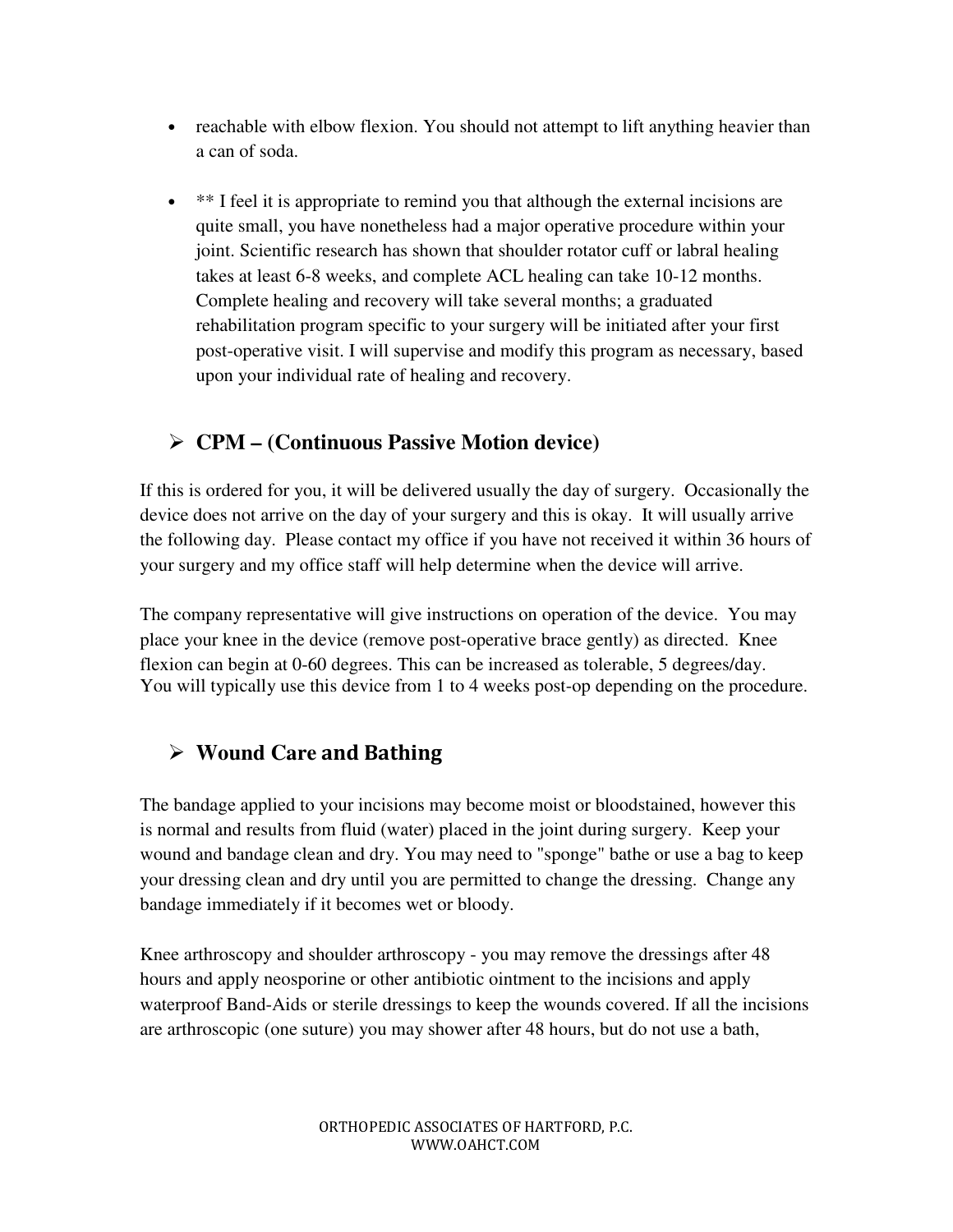- reachable with elbow flexion. You should not attempt to lift anything heavier than a can of soda.

- ** I feel it is appropriate to remind you that although the external incisions are quite small, you have nonetheless had a major operative procedure within your joint. Scientific research has shown that shoulder rotator cuff or labral healing takes at least 6-8 weeks, and complete ACL healing can take 10-12 months. Complete healing and recovery will take several months; a graduated rehabilitation program specific to your surgery will be initiated after your first post-operative visit. I will supervise and modify this program as necessary, based upon your individual rate of healing and recovery.

## CPM – (Continuous Passive Motion device)

If this is ordered for you, it will be delivered usually the day of surgery. Occasionally the device does not arrive on the day of your surgery and this is okay. It will usually arrive the following day. Please contact my office if you have not received it within 36 hours of your surgery and my office staff will help determine when the device will arrive.

The company representative will give instructions on operation of the device. You may place your knee in the device (remove post-operative brace gently) as directed. Knee flexion can begin at 0-60 degrees. This can be increased as tolerable, 5 degrees/day. You will typically use this device from 1 to 4 weeks post-op depending on the procedure.

## Wound Care and Bathing

The bandage applied to your incisions may become moist or bloodstained, however this is normal and results from fluid (water) placed in the joint during surgery. Keep your wound and bandage clean and dry. You may need to "sponge" bathe or use a bag to keep your dressing clean and dry until you are permitted to change the dressing. Change any bandage immediately if it becomes wet or bloody.

Knee arthroscopy and shoulder arthroscopy - you may remove the dressings after 48 hours and apply neosporine or other antibiotic ointment to the incisions and apply waterproof Band-Aids or sterile dressings to keep the wounds covered. If all the incisions are arthroscopic (one suture) you may shower after 48 hours, but do not use a bath,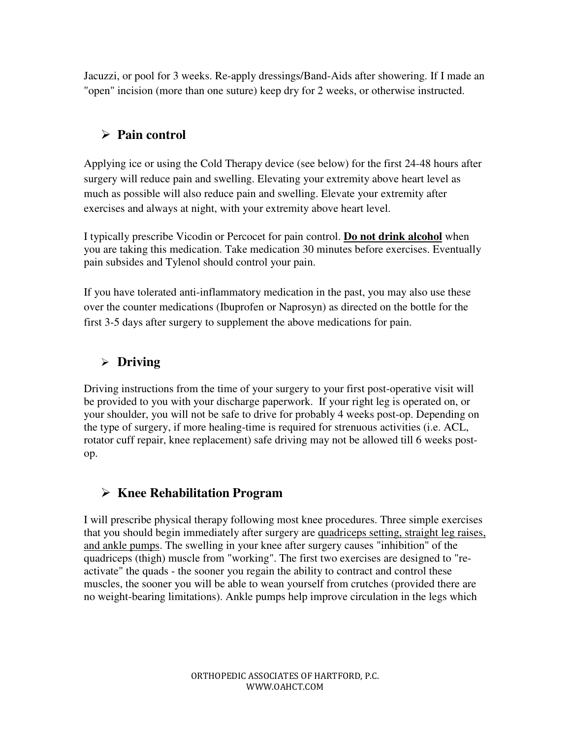Jacuzzi, or pool for 3 weeks. Re-apply dressings/Band-Aids after showering. If I made an "open" incision (more than one suture) keep dry for 2 weeks, or otherwise instructed.

## Pain control

Applying ice or using the Cold Therapy device (see below) for the first 24-48 hours after surgery will reduce pain and swelling. Elevating your extremity above heart level as much as possible will also reduce pain and swelling. Elevate your extremity after exercises and always at night, with your extremity above heart level.

I typically prescribe Vicodin or Percocet for pain control. <u>**Do not drink alcohol**</u> when you are taking this medication. Take medication 30 minutes before exercises. Eventually pain subsides and Tylenol should control your pain.

If you have tolerated anti-inflammatory medication in the past, you may also use these over the counter medications (Ibuprofen or Naprosyn) as directed on the bottle for the first 3-5 days after surgery to supplement the above medications for pain.

## Driving

Driving instructions from the time of your surgery to your first post-operative visit will be provided to you with your discharge paperwork. If your right leg is operated on, or your shoulder, you will not be safe to drive for probably 4 weeks post-op. Depending on the type of surgery, if more healing-time is required for strenuous activities (i.e. ACL, rotator cuff repair, knee replacement) safe driving may not be allowed till 6 weeks post-op.

## Knee Rehabilitation Program

I will prescribe physical therapy following most knee procedures. Three simple exercises that you should begin immediately after surgery are <u>quadriceps setting, straight leg raises, and ankle pumps</u>. The swelling in your knee after surgery causes "inhibition" of the quadriceps (thigh) muscle from "working". The first two exercises are designed to "re-activate" the quads - the sooner you regain the ability to contract and control these muscles, the sooner you will be able to wean yourself from crutches (provided there are no weight-bearing limitations). Ankle pumps help improve circulation in the legs which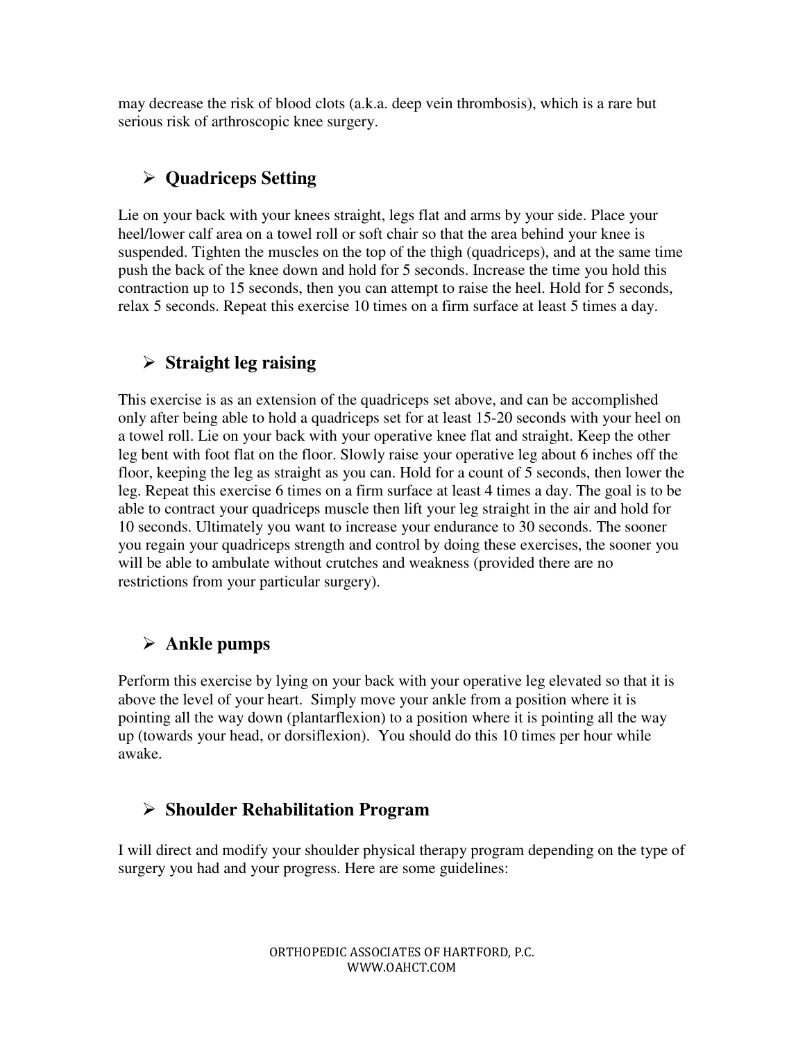may decrease the risk of blood clots (a.k.a. deep vein thrombosis), which is a rare but serious risk of arthroscopic knee surgery.

## Quadriceps Setting

Lie on your back with your knees straight, legs flat and arms by your side. Place your heel/lower calf area on a towel roll or soft chair so that the area behind your knee is suspended. Tighten the muscles on the top of the thigh (quadriceps), and at the same time push the back of the knee down and hold for 5 seconds. Increase the time you hold this contraction up to 15 seconds, then you can attempt to raise the heel. Hold for 5 seconds, relax 5 seconds. Repeat this exercise 10 times on a firm surface at least 5 times a day.

## Straight leg raising

This exercise is as an extension of the quadriceps set above, and can be accomplished only after being able to hold a quadriceps set for at least 15-20 seconds with your heel on a towel roll. Lie on your back with your operative knee flat and straight. Keep the other leg bent with foot flat on the floor. Slowly raise your operative leg about 6 inches off the floor, keeping the leg as straight as you can. Hold for a count of 5 seconds, then lower the leg. Repeat this exercise 6 times on a firm surface at least 4 times a day. The goal is to be able to contract your quadriceps muscle then lift your leg straight in the air and hold for 10 seconds. Ultimately you want to increase your endurance to 30 seconds. The sooner you regain your quadriceps strength and control by doing these exercises, the sooner you will be able to ambulate without crutches and weakness (provided there are no restrictions from your particular surgery).

## Ankle pumps

Perform this exercise by lying on your back with your operative leg elevated so that it is above the level of your heart. Simply move your ankle from a position where it is pointing all the way down (plantarflexion) to a position where it is pointing all the way up (towards your head, or dorsiflexion). You should do this 10 times per hour while awake.

## Shoulder Rehabilitation Program

I will direct and modify your shoulder physical therapy program depending on the type of surgery you had and your progress. Here are some guidelines: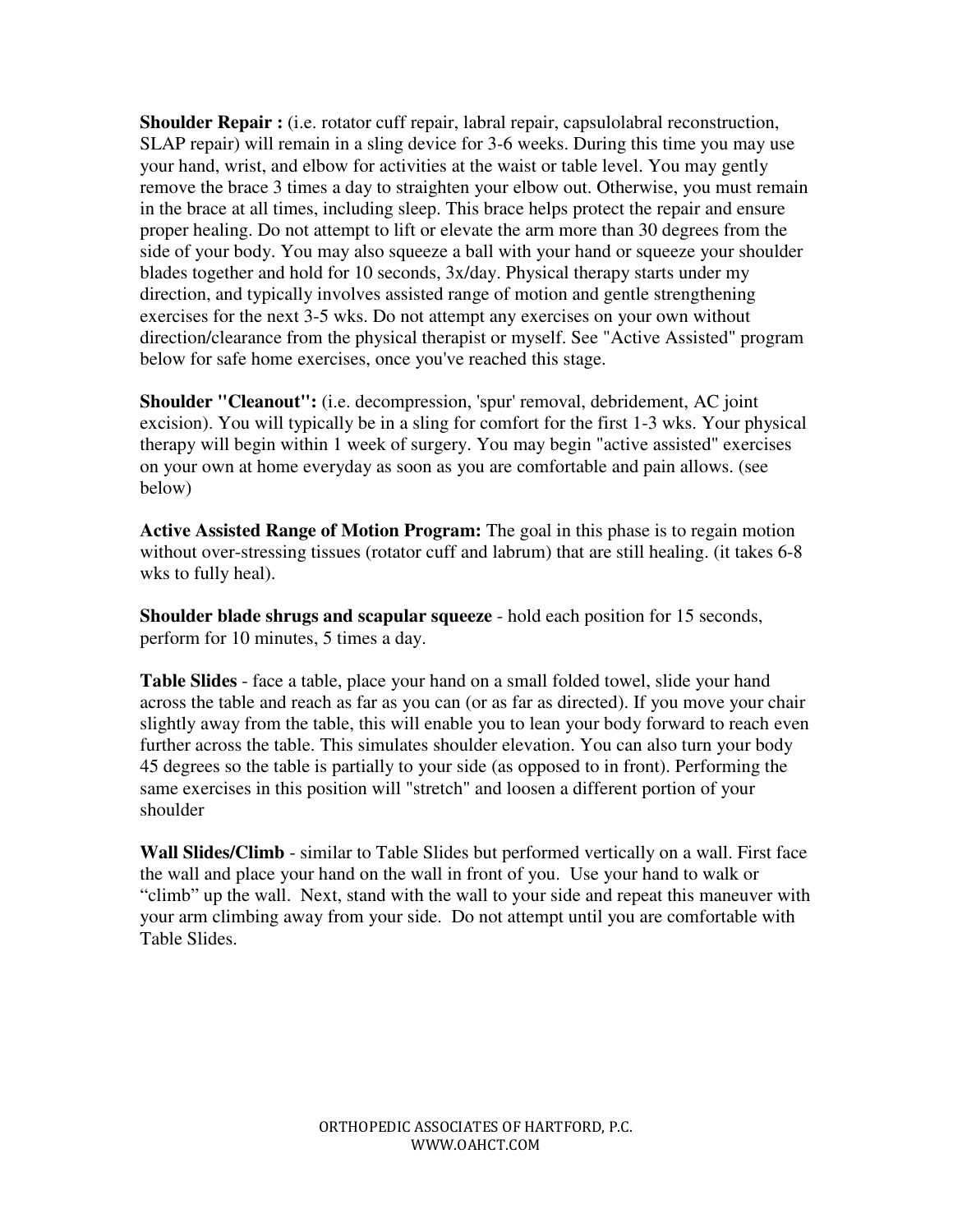**Shoulder Repair :** (i.e. rotator cuff repair, labral repair, capsulolabral reconstruction, SLAP repair) will remain in a sling device for 3-6 weeks. During this time you may use your hand, wrist, and elbow for activities at the waist or table level. You may gently remove the brace 3 times a day to straighten your elbow out. Otherwise, you must remain in the brace at all times, including sleep. This brace helps protect the repair and ensure proper healing. Do not attempt to lift or elevate the arm more than 30 degrees from the side of your body. You may also squeeze a ball with your hand or squeeze your shoulder blades together and hold for 10 seconds, 3x/day. Physical therapy starts under my direction, and typically involves assisted range of motion and gentle strengthening exercises for the next 3-5 wks. Do not attempt any exercises on your own without direction/clearance from the physical therapist or myself. See "Active Assisted" program below for safe home exercises, once you've reached this stage.

**Shoulder "Cleanout":** (i.e. decompression, 'spur' removal, debridement, AC joint excision). You will typically be in a sling for comfort for the first 1-3 wks. Your physical therapy will begin within 1 week of surgery. You may begin "active assisted" exercises on your own at home everyday as soon as you are comfortable and pain allows. (see below)

**Active Assisted Range of Motion Program:** The goal in this phase is to regain motion without over-stressing tissues (rotator cuff and labrum) that are still healing. (it takes 6-8 wks to fully heal).

**Shoulder blade shrugs and scapular squeeze** - hold each position for 15 seconds, perform for 10 minutes, 5 times a day.

**Table Slides** - face a table, place your hand on a small folded towel, slide your hand across the table and reach as far as you can (or as far as directed). If you move your chair slightly away from the table, this will enable you to lean your body forward to reach even further across the table. This simulates shoulder elevation. You can also turn your body 45 degrees so the table is partially to your side (as opposed to in front). Performing the same exercises in this position will "stretch" and loosen a different portion of your shoulder

**Wall Slides/Climb** - similar to Table Slides but performed vertically on a wall. First face the wall and place your hand on the wall in front of you. Use your hand to walk or "climb" up the wall. Next, stand with the wall to your side and repeat this maneuver with your arm climbing away from your side. Do not attempt until you are comfortable with Table Slides.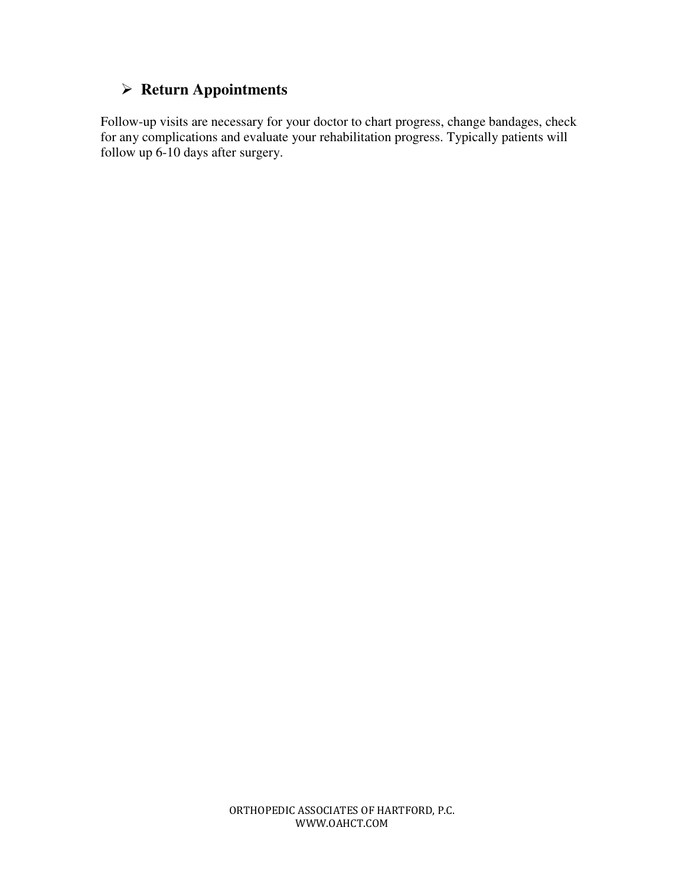- **Return Appointments**

Follow-up visits are necessary for your doctor to chart progress, change bandages, check for any complications and evaluate your rehabilitation progress. Typically patients will follow up 6-10 days after surgery.